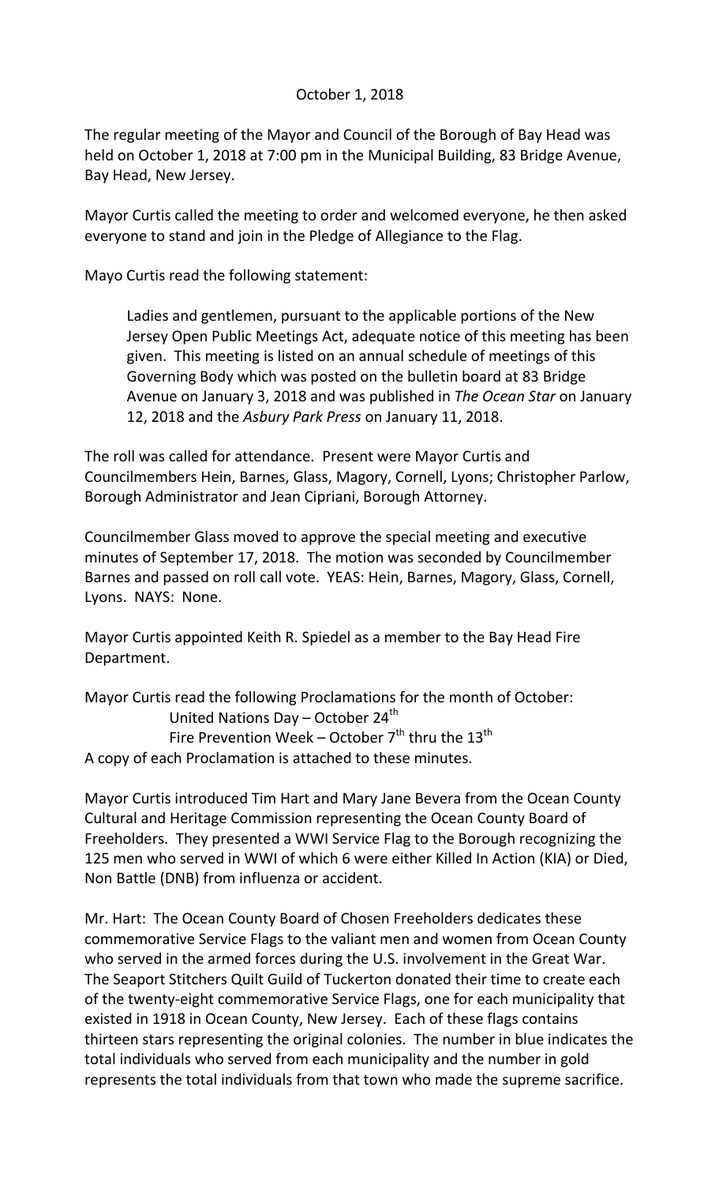October 1, 2018

The regular meeting of the Mayor and Council of the Borough of Bay Head was held on October 1, 2018 at 7:00 pm in the Municipal Building, 83 Bridge Avenue, Bay Head, New Jersey.

Mayor Curtis called the meeting to order and welcomed everyone, he then asked everyone to stand and join in the Pledge of Allegiance to the Flag.

Mayo Curtis read the following statement:

> Ladies and gentlemen, pursuant to the applicable portions of the New Jersey Open Public Meetings Act, adequate notice of this meeting has been given. This meeting is listed on an annual schedule of meetings of this Governing Body which was posted on the bulletin board at 83 Bridge Avenue on January 3, 2018 and was published in *The Ocean Star* on January 12, 2018 and the *Asbury Park Press* on January 11, 2018.

The roll was called for attendance. Present were Mayor Curtis and Councilmembers Hein, Barnes, Glass, Magory, Cornell, Lyons; Christopher Parlow, Borough Administrator and Jean Cipriani, Borough Attorney.

Councilmember Glass moved to approve the special meeting and executive minutes of September 17, 2018. The motion was seconded by Councilmember Barnes and passed on roll call vote. YEAS: Hein, Barnes, Magory, Glass, Cornell, Lyons. NAYS: None.

Mayor Curtis appointed Keith R. Spiedel as a member to the Bay Head Fire Department.

Mayor Curtis read the following Proclamations for the month of October:

United Nations Day – October 24th
Fire Prevention Week – October 7th thru the 13th

A copy of each Proclamation is attached to these minutes.

Mayor Curtis introduced Tim Hart and Mary Jane Bevera from the Ocean County Cultural and Heritage Commission representing the Ocean County Board of Freeholders. They presented a WWI Service Flag to the Borough recognizing the 125 men who served in WWI of which 6 were either Killed In Action (KIA) or Died, Non Battle (DNB) from influenza or accident.

Mr. Hart: The Ocean County Board of Chosen Freeholders dedicates these commemorative Service Flags to the valiant men and women from Ocean County who served in the armed forces during the U.S. involvement in the Great War. The Seaport Stitchers Quilt Guild of Tuckerton donated their time to create each of the twenty-eight commemorative Service Flags, one for each municipality that existed in 1918 in Ocean County, New Jersey. Each of these flags contains thirteen stars representing the original colonies. The number in blue indicates the total individuals who served from each municipality and the number in gold represents the total individuals from that town who made the supreme sacrifice.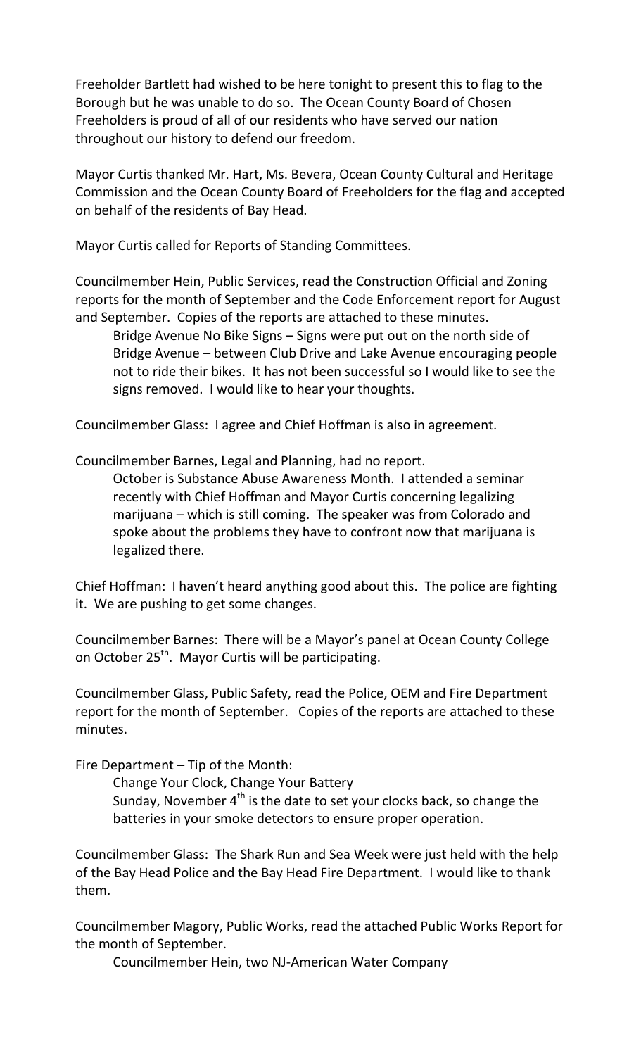Freeholder Bartlett had wished to be here tonight to present this to flag to the Borough but he was unable to do so. The Ocean County Board of Chosen Freeholders is proud of all of our residents who have served our nation throughout our history to defend our freedom.

Mayor Curtis thanked Mr. Hart, Ms. Bevera, Ocean County Cultural and Heritage Commission and the Ocean County Board of Freeholders for the flag and accepted on behalf of the residents of Bay Head.

Mayor Curtis called for Reports of Standing Committees.

Councilmember Hein, Public Services, read the Construction Official and Zoning reports for the month of September and the Code Enforcement report for August and September. Copies of the reports are attached to these minutes.

> Bridge Avenue No Bike Signs – Signs were put out on the north side of Bridge Avenue – between Club Drive and Lake Avenue encouraging people not to ride their bikes. It has not been successful so I would like to see the signs removed. I would like to hear your thoughts.

Councilmember Glass: I agree and Chief Hoffman is also in agreement.

Councilmember Barnes, Legal and Planning, had no report.

> October is Substance Abuse Awareness Month. I attended a seminar recently with Chief Hoffman and Mayor Curtis concerning legalizing marijuana – which is still coming. The speaker was from Colorado and spoke about the problems they have to confront now that marijuana is legalized there.

Chief Hoffman: I haven't heard anything good about this. The police are fighting it. We are pushing to get some changes.

Councilmember Barnes: There will be a Mayor's panel at Ocean County College on October 25th. Mayor Curtis will be participating.

Councilmember Glass, Public Safety, read the Police, OEM and Fire Department report for the month of September. Copies of the reports are attached to these minutes.

Fire Department – Tip of the Month:

> Change Your Clock, Change Your Battery
> Sunday, November 4th is the date to set your clocks back, so change the batteries in your smoke detectors to ensure proper operation.

Councilmember Glass: The Shark Run and Sea Week were just held with the help of the Bay Head Police and the Bay Head Fire Department. I would like to thank them.

Councilmember Magory, Public Works, read the attached Public Works Report for the month of September.

> Councilmember Hein, two NJ-American Water Company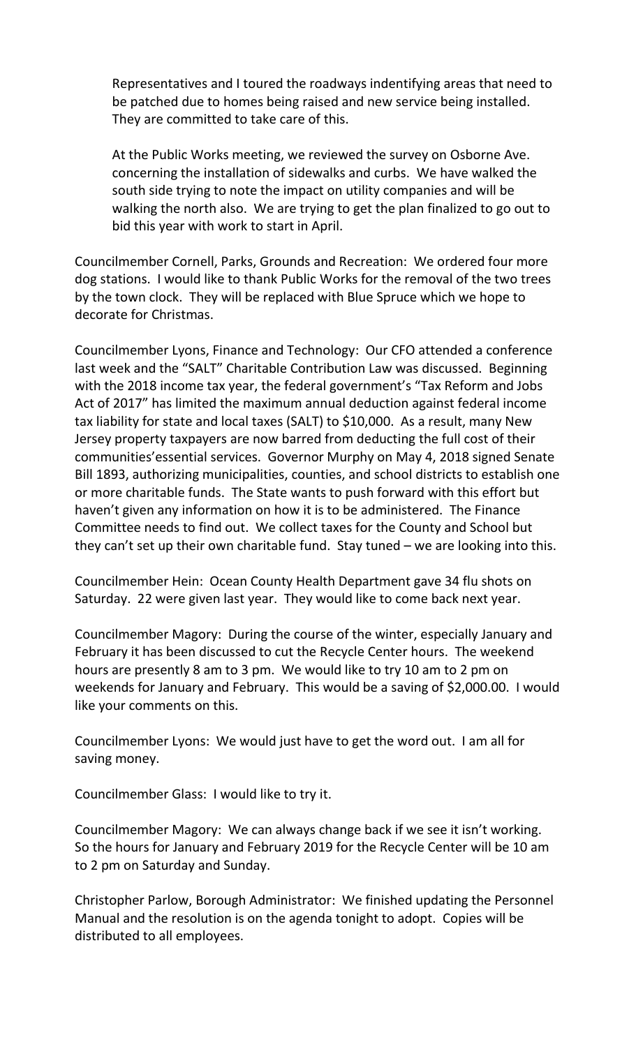Representatives and I toured the roadways indentifying areas that need to be patched due to homes being raised and new service being installed. They are committed to take care of this.

At the Public Works meeting, we reviewed the survey on Osborne Ave. concerning the installation of sidewalks and curbs. We have walked the south side trying to note the impact on utility companies and will be walking the north also. We are trying to get the plan finalized to go out to bid this year with work to start in April.

Councilmember Cornell, Parks, Grounds and Recreation: We ordered four more dog stations. I would like to thank Public Works for the removal of the two trees by the town clock. They will be replaced with Blue Spruce which we hope to decorate for Christmas.

Councilmember Lyons, Finance and Technology: Our CFO attended a conference last week and the "SALT" Charitable Contribution Law was discussed. Beginning with the 2018 income tax year, the federal government's "Tax Reform and Jobs Act of 2017" has limited the maximum annual deduction against federal income tax liability for state and local taxes (SALT) to $10,000. As a result, many New Jersey property taxpayers are now barred from deducting the full cost of their communities'essential services. Governor Murphy on May 4, 2018 signed Senate Bill 1893, authorizing municipalities, counties, and school districts to establish one or more charitable funds. The State wants to push forward with this effort but haven't given any information on how it is to be administered. The Finance Committee needs to find out. We collect taxes for the County and School but they can't set up their own charitable fund. Stay tuned – we are looking into this.

Councilmember Hein: Ocean County Health Department gave 34 flu shots on Saturday. 22 were given last year. They would like to come back next year.

Councilmember Magory: During the course of the winter, especially January and February it has been discussed to cut the Recycle Center hours. The weekend hours are presently 8 am to 3 pm. We would like to try 10 am to 2 pm on weekends for January and February. This would be a saving of $2,000.00. I would like your comments on this.

Councilmember Lyons: We would just have to get the word out. I am all for saving money.

Councilmember Glass: I would like to try it.

Councilmember Magory: We can always change back if we see it isn't working. So the hours for January and February 2019 for the Recycle Center will be 10 am to 2 pm on Saturday and Sunday.

Christopher Parlow, Borough Administrator: We finished updating the Personnel Manual and the resolution is on the agenda tonight to adopt. Copies will be distributed to all employees.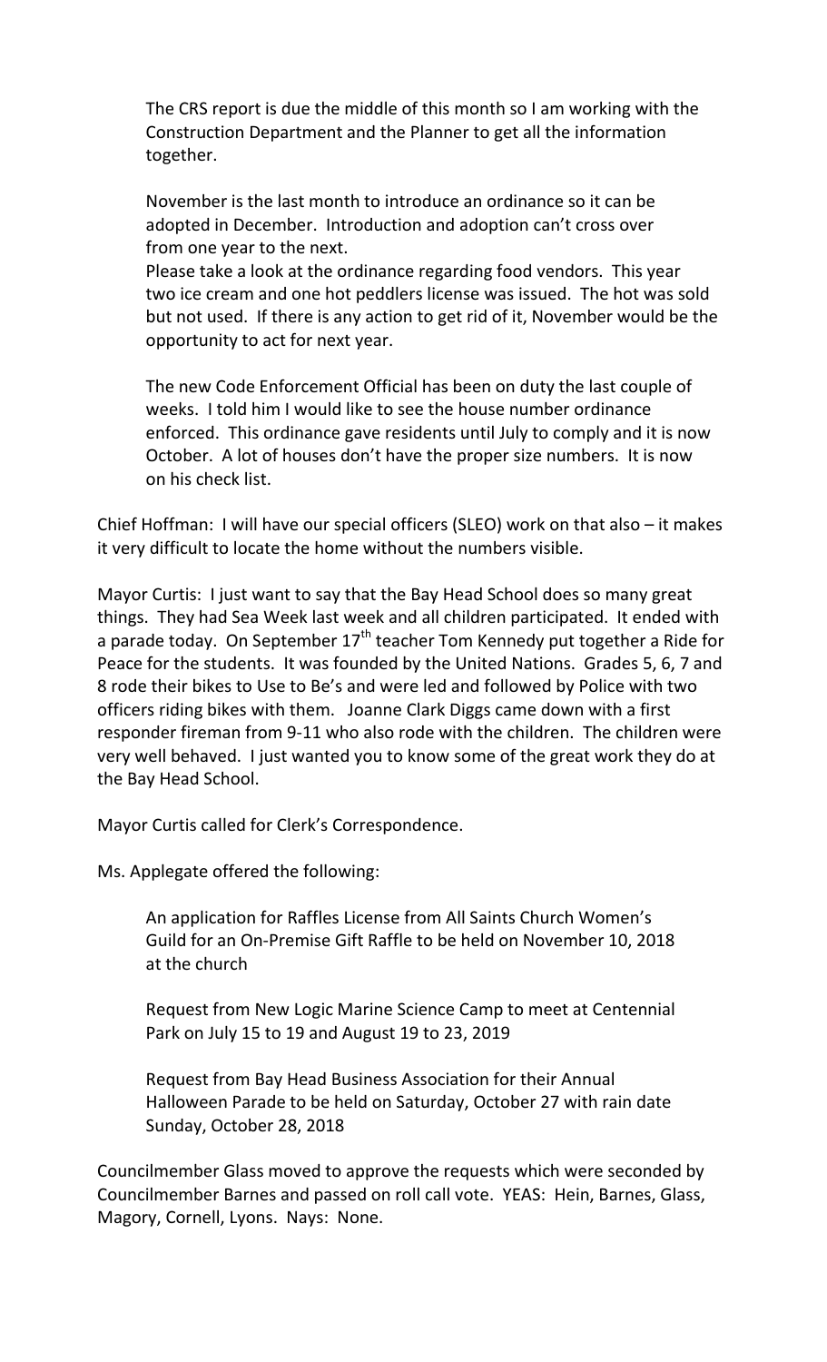The CRS report is due the middle of this month so I am working with the Construction Department and the Planner to get all the information together.

November is the last month to introduce an ordinance so it can be adopted in December. Introduction and adoption can't cross over from one year to the next.

Please take a look at the ordinance regarding food vendors. This year two ice cream and one hot peddlers license was issued. The hot was sold but not used. If there is any action to get rid of it, November would be the opportunity to act for next year.

The new Code Enforcement Official has been on duty the last couple of weeks. I told him I would like to see the house number ordinance enforced. This ordinance gave residents until July to comply and it is now October. A lot of houses don't have the proper size numbers. It is now on his check list.

Chief Hoffman: I will have our special officers (SLEO) work on that also – it makes it very difficult to locate the home without the numbers visible.

Mayor Curtis: I just want to say that the Bay Head School does so many great things. They had Sea Week last week and all children participated. It ended with a parade today. On September 17th teacher Tom Kennedy put together a Ride for Peace for the students. It was founded by the United Nations. Grades 5, 6, 7 and 8 rode their bikes to Use to Be's and were led and followed by Police with two officers riding bikes with them. Joanne Clark Diggs came down with a first responder fireman from 9-11 who also rode with the children. The children were very well behaved. I just wanted you to know some of the great work they do at the Bay Head School.

Mayor Curtis called for Clerk's Correspondence.

Ms. Applegate offered the following:

An application for Raffles License from All Saints Church Women's Guild for an On-Premise Gift Raffle to be held on November 10, 2018 at the church

Request from New Logic Marine Science Camp to meet at Centennial Park on July 15 to 19 and August 19 to 23, 2019

Request from Bay Head Business Association for their Annual Halloween Parade to be held on Saturday, October 27 with rain date Sunday, October 28, 2018

Councilmember Glass moved to approve the requests which were seconded by Councilmember Barnes and passed on roll call vote. YEAS: Hein, Barnes, Glass, Magory, Cornell, Lyons. Nays: None.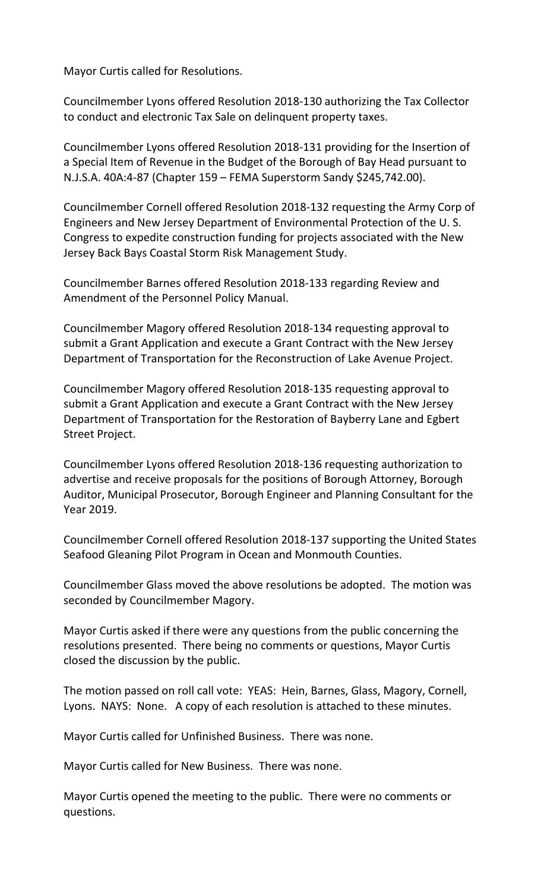Mayor Curtis called for Resolutions.

Councilmember Lyons offered Resolution 2018-130 authorizing the Tax Collector to conduct and electronic Tax Sale on delinquent property taxes.

Councilmember Lyons offered Resolution 2018-131 providing for the Insertion of a Special Item of Revenue in the Budget of the Borough of Bay Head pursuant to N.J.S.A. 40A:4-87 (Chapter 159 – FEMA Superstorm Sandy $245,742.00).

Councilmember Cornell offered Resolution 2018-132 requesting the Army Corp of Engineers and New Jersey Department of Environmental Protection of the U. S. Congress to expedite construction funding for projects associated with the New Jersey Back Bays Coastal Storm Risk Management Study.

Councilmember Barnes offered Resolution 2018-133 regarding Review and Amendment of the Personnel Policy Manual.

Councilmember Magory offered Resolution 2018-134 requesting approval to submit a Grant Application and execute a Grant Contract with the New Jersey Department of Transportation for the Reconstruction of Lake Avenue Project.

Councilmember Magory offered Resolution 2018-135 requesting approval to submit a Grant Application and execute a Grant Contract with the New Jersey Department of Transportation for the Restoration of Bayberry Lane and Egbert Street Project.

Councilmember Lyons offered Resolution 2018-136 requesting authorization to advertise and receive proposals for the positions of Borough Attorney, Borough Auditor, Municipal Prosecutor, Borough Engineer and Planning Consultant for the Year 2019.

Councilmember Cornell offered Resolution 2018-137 supporting the United States Seafood Gleaning Pilot Program in Ocean and Monmouth Counties.

Councilmember Glass moved the above resolutions be adopted. The motion was seconded by Councilmember Magory.

Mayor Curtis asked if there were any questions from the public concerning the resolutions presented. There being no comments or questions, Mayor Curtis closed the discussion by the public.

The motion passed on roll call vote: YEAS: Hein, Barnes, Glass, Magory, Cornell, Lyons. NAYS: None. A copy of each resolution is attached to these minutes.

Mayor Curtis called for Unfinished Business. There was none.

Mayor Curtis called for New Business. There was none.

Mayor Curtis opened the meeting to the public. There were no comments or questions.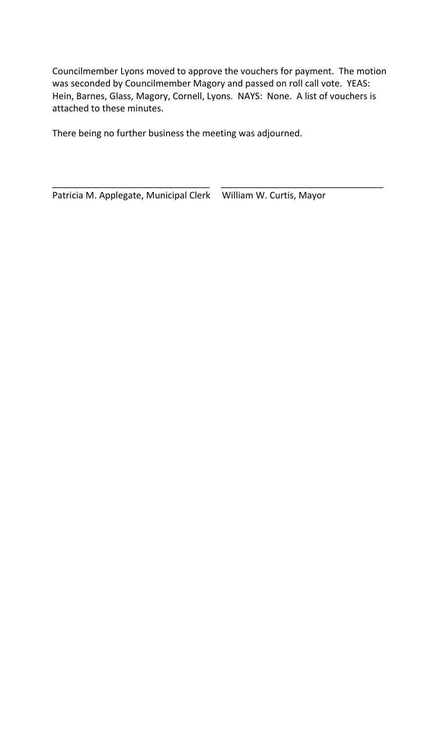Councilmember Lyons moved to approve the vouchers for payment. The motion was seconded by Councilmember Magory and passed on roll call vote. YEAS: Hein, Barnes, Glass, Magory, Cornell, Lyons. NAYS: None. A list of vouchers is attached to these minutes.

There being no further business the meeting was adjourned.

________________________________ ________________________________

Patricia M. Applegate, Municipal Clerk William W. Curtis, Mayor